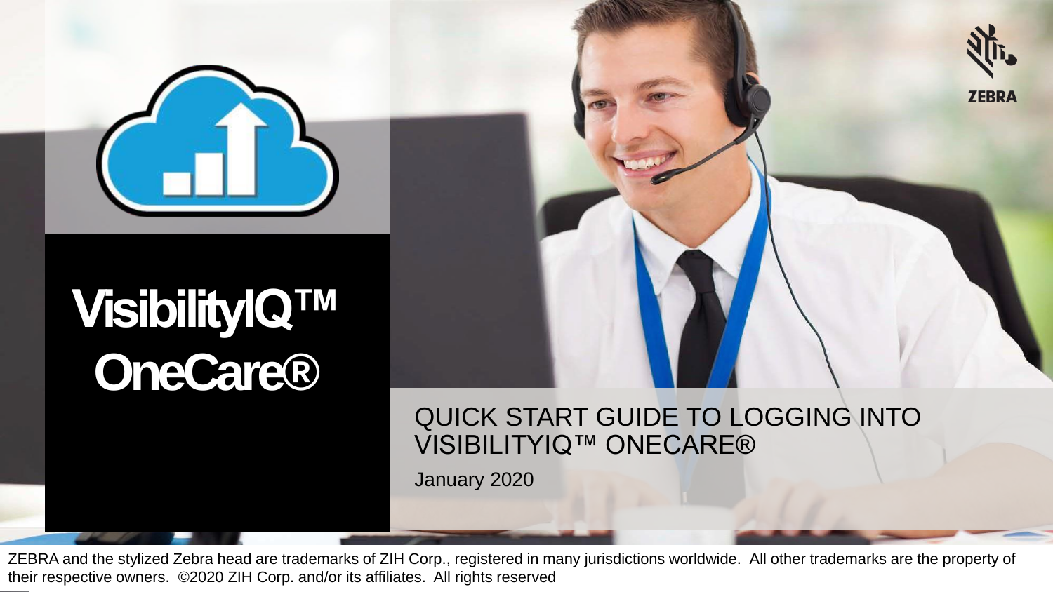# VisibilityIQ™ OneCare®

## QUICK START GUIDE TO LOGGING INTO VISIBILITYIQ™ ONECARE®

January 2020

ZEBRA

ZEBRA and the stylized Zebra head are trademarks of ZIH Corp., registered in many jurisdictions worldwide. All other trademarks are the property of their respective owners. ©2020 ZIH Corp. and/or its affiliates. All rights reserved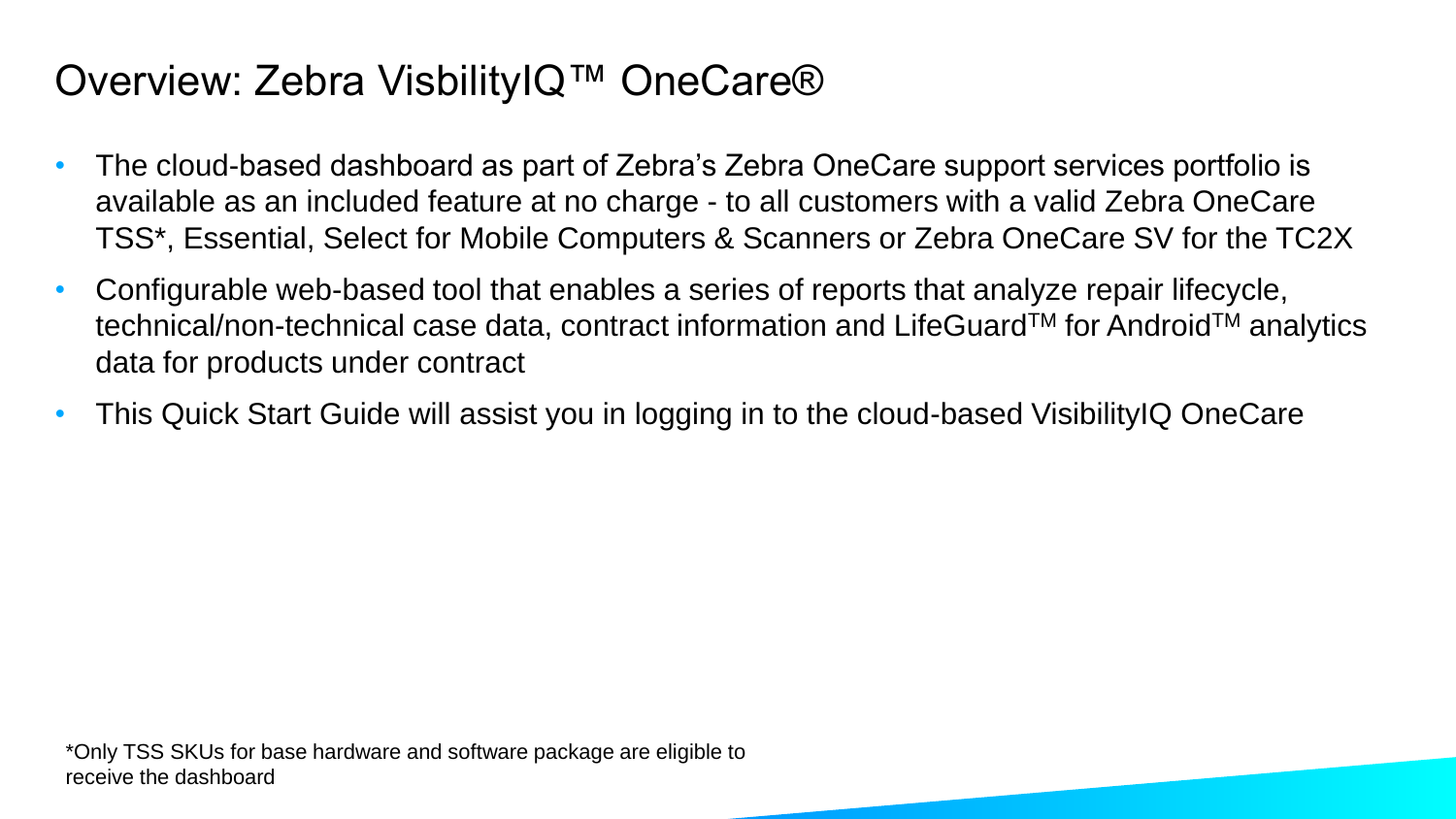# Overview: Zebra VisbilityIQ™ OneCare®

- The cloud-based dashboard as part of Zebra's Zebra OneCare support services portfolio is available as an included feature at no charge - to all customers with a valid Zebra OneCare TSS*, Essential, Select for Mobile Computers & Scanners or Zebra OneCare SV for the TC2X
- Configurable web-based tool that enables a series of reports that analyze repair lifecycle, technical/non-technical case data, contract information and LifeGuard™ for Android™ analytics data for products under contract
- This Quick Start Guide will assist you in logging in to the cloud-based VisibilityIQ OneCare

*Only TSS SKUs for base hardware and software package are eligible to receive the dashboard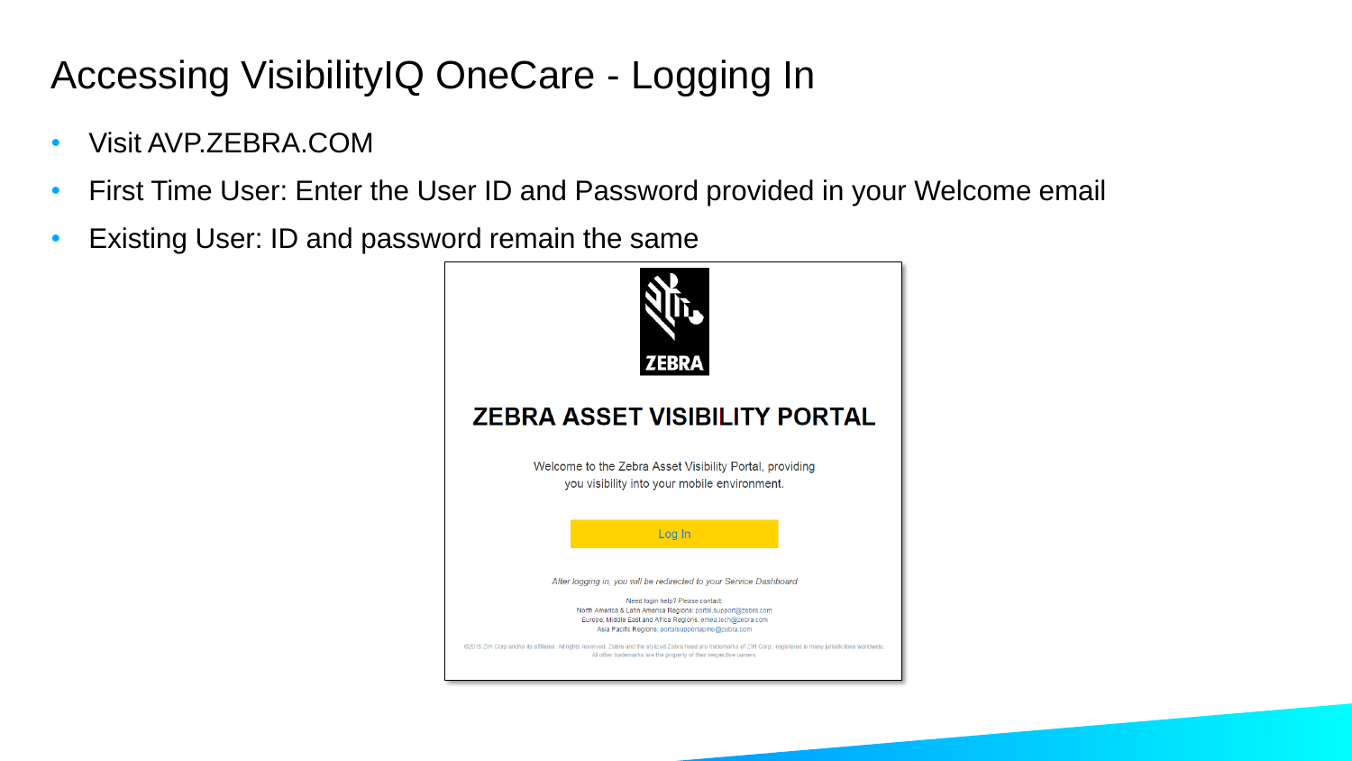# Accessing VisibilityIQ OneCare - Logging In

- Visit AVP.ZEBRA.COM
- First Time User: Enter the User ID and Password provided in your Welcome email
- Existing User: ID and password remain the same

ZEBRA

## ZEBRA ASSET VISIBILITY PORTAL

Welcome to the Zebra Asset Visibility Portal, providing you visibility into your mobile environment.

Log In

*After logging in, you will be redirected to your Service Dashboard*

Need login help? Please contact:
North America & Latin America Regions: portal.support@zebra.com
Europe, Middle East and Africa Regions: emea.tech@zebra.com
Asia Pacific Regions: portalsupportapme@zebra.com

©2015 ZIH Corp and/or its affiliates. All rights reserved. Zebra and the stylized Zebra head are trademarks of ZIH Corp., registered in many jurisdictions worldwide. All other trademarks are the property of their respective owners.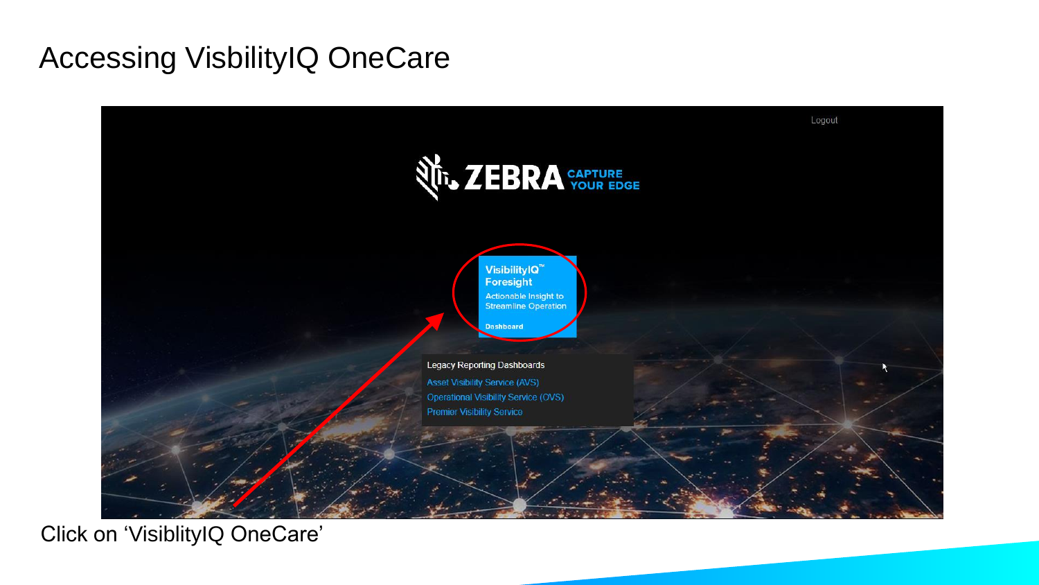# Accessing VisbilityIQ OneCare

Logout

ZEBRA CAPTURE YOUR EDGE

VisibilityIQ™ Foresight

Actionable Insight to Streamline Operation

Dashboard

Legacy Reporting Dashboards

Asset Visibility Service (AVS)

Operational Visibility Service (OVS)

Premier Visibility Service

Click on 'VisiblityIQ OneCare'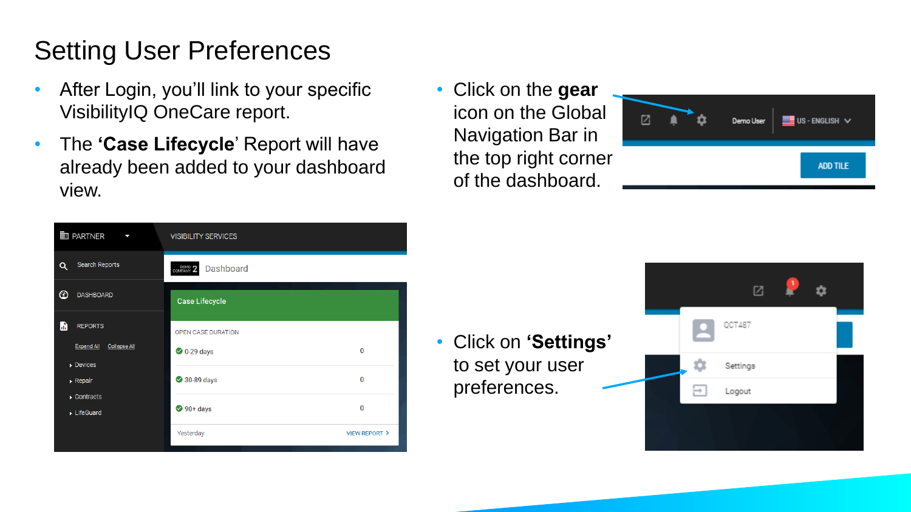# Setting User Preferences

- After Login, you'll link to your specific VisibilityIQ OneCare report.
- The '**Case Lifecycle**' Report will have already been added to your dashboard view.

- Click on the **gear** icon on the Global Navigation Bar in the top right corner of the dashboard.

- Click on **'Settings'** to set your user preferences.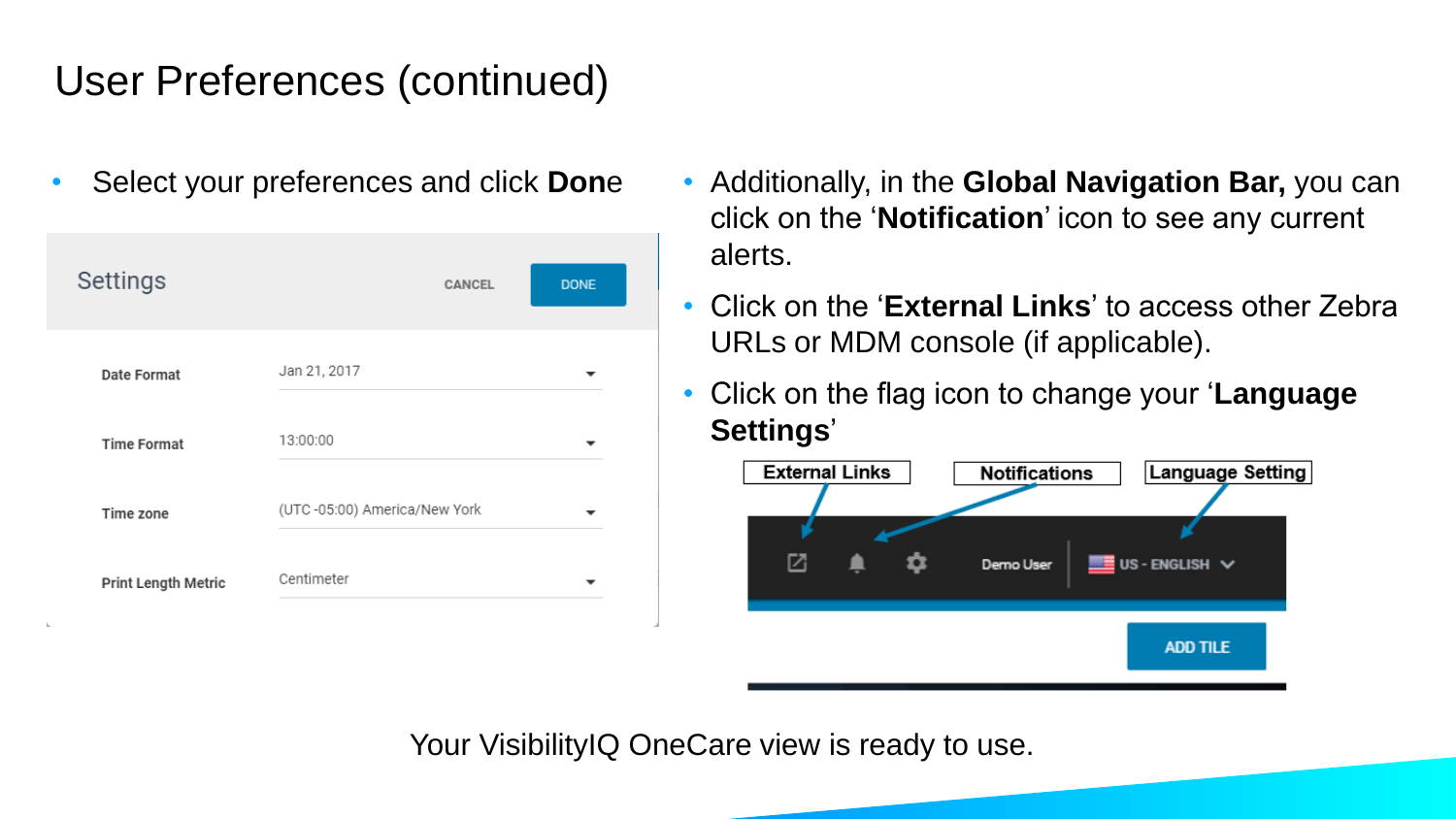# User Preferences (continued)

- Select your preferences and click **Done**

Settings — CANCEL — DONE

| | |
|---|---|
| Date Format | Jan 21, 2017 |
| Time Format | 13:00:00 |
| Time zone | (UTC -05:00) America/New York |
| Print Length Metric | Centimeter |

- Additionally, in the **Global Navigation Bar,** you can click on the '**Notification**' icon to see any current alerts.
- Click on the '**External Links**' to access other Zebra URLs or MDM console (if applicable).
- Click on the flag icon to change your '**Language Settings**'

External Links | Notifications | Language Setting

Demo User | US - ENGLISH

ADD TILE

Your VisibilityIQ OneCare view is ready to use.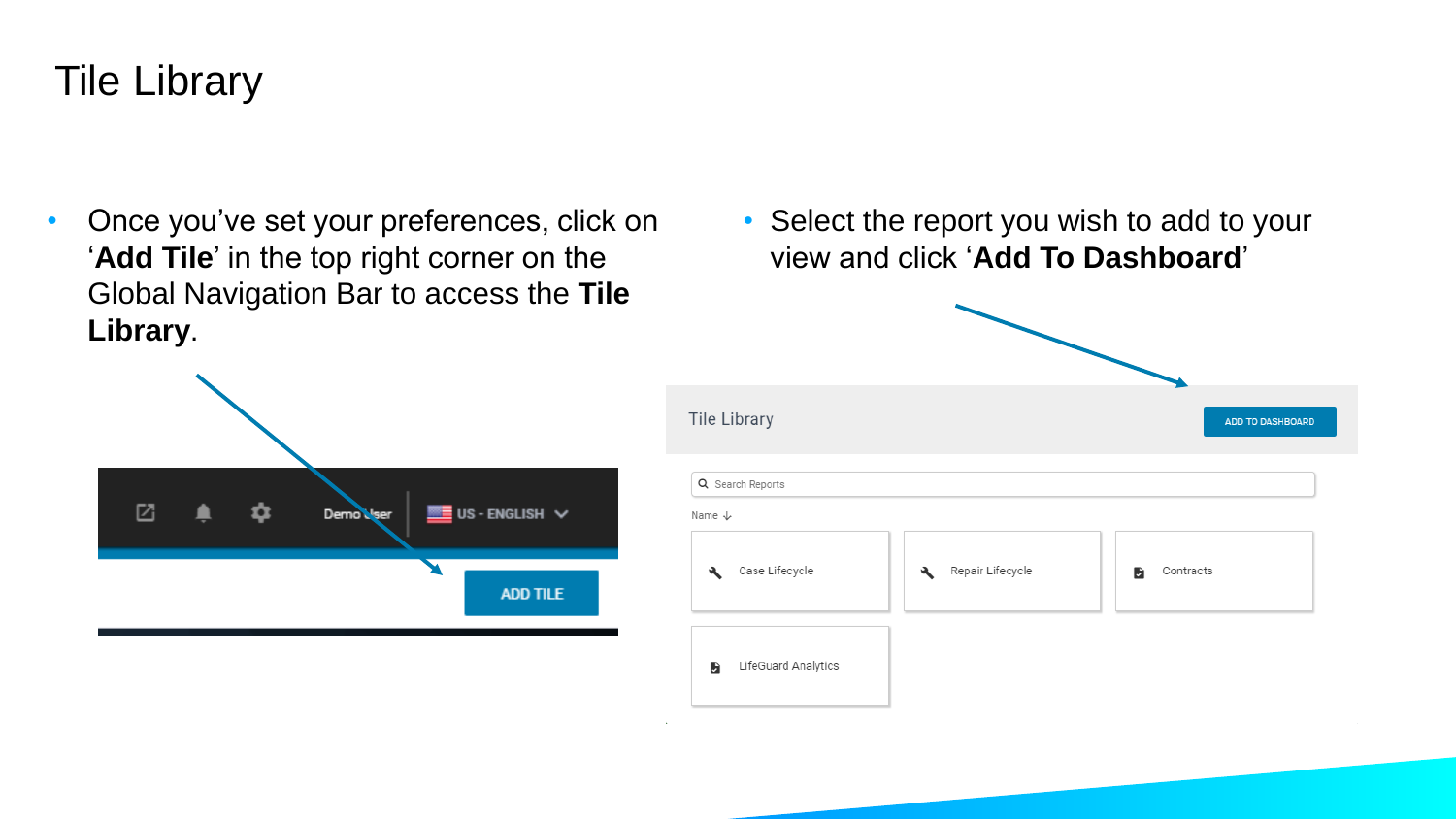# Tile Library

- Once you've set your preferences, click on '**Add Tile**' in the top right corner on the Global Navigation Bar to access the **Tile Library**.
- Select the report you wish to add to your view and click '**Add To Dashboard**'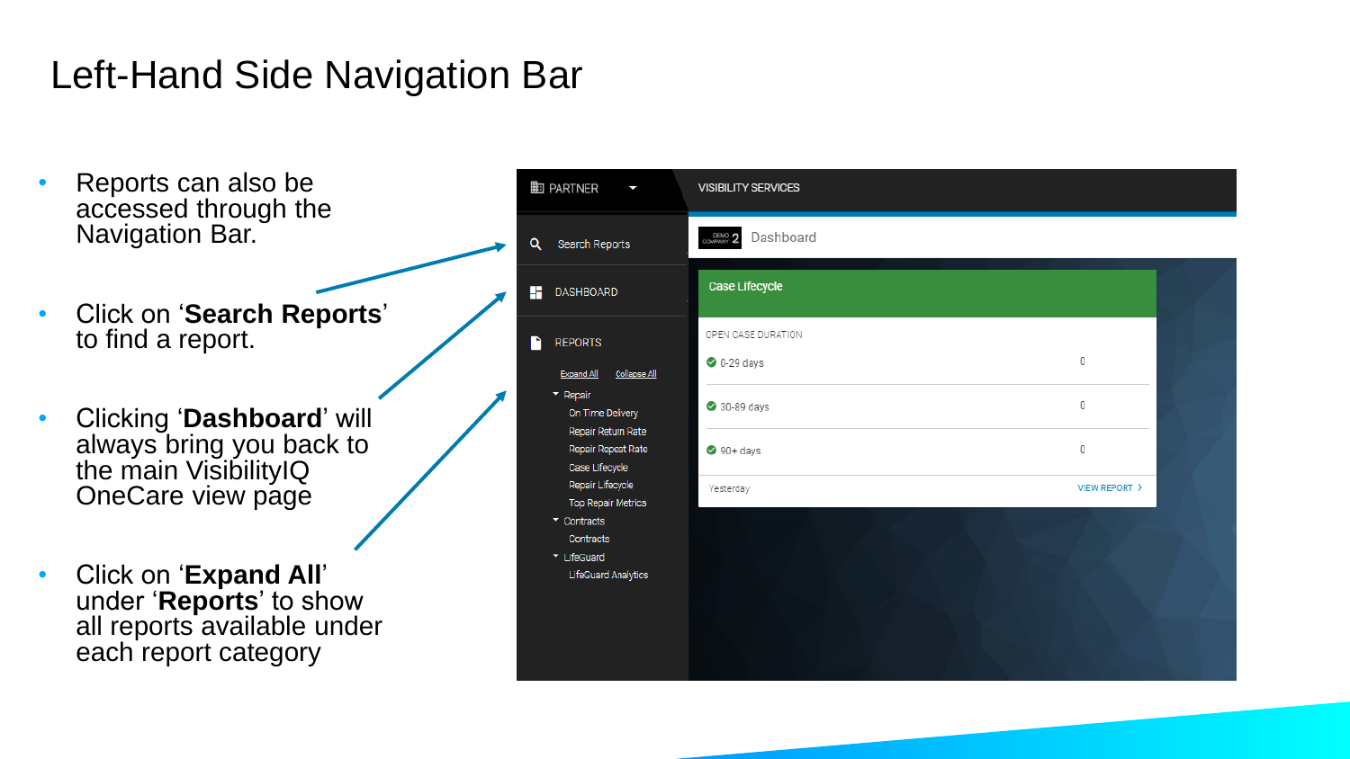# Left-Hand Side Navigation Bar

- Reports can also be accessed through the Navigation Bar.
- Click on '**Search Reports**' to find a report.
- Clicking '**Dashboard**' will always bring you back to the main VisibilityIQ OneCare view page
- Click on '**Expand All**' under '**Reports**' to show all reports available under each report category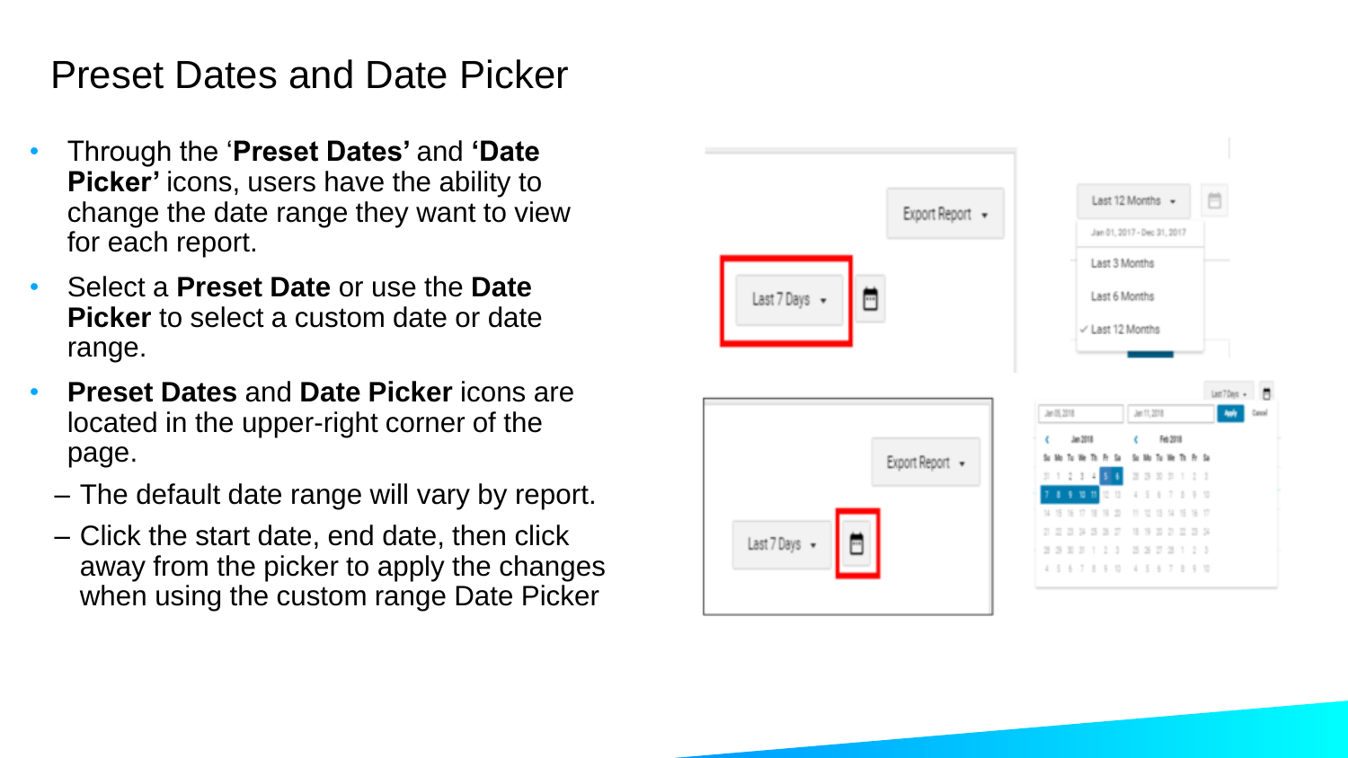# Preset Dates and Date Picker

- Through the '**Preset Dates'** and **'Date Picker'** icons, users have the ability to change the date range they want to view for each report.
- Select a **Preset Date** or use the **Date Picker** to select a custom date or date range.
- **Preset Dates** and **Date Picker** icons are located in the upper-right corner of the page.
  - The default date range will vary by report.
  - Click the start date, end date, then click away from the picker to apply the changes when using the custom range Date Picker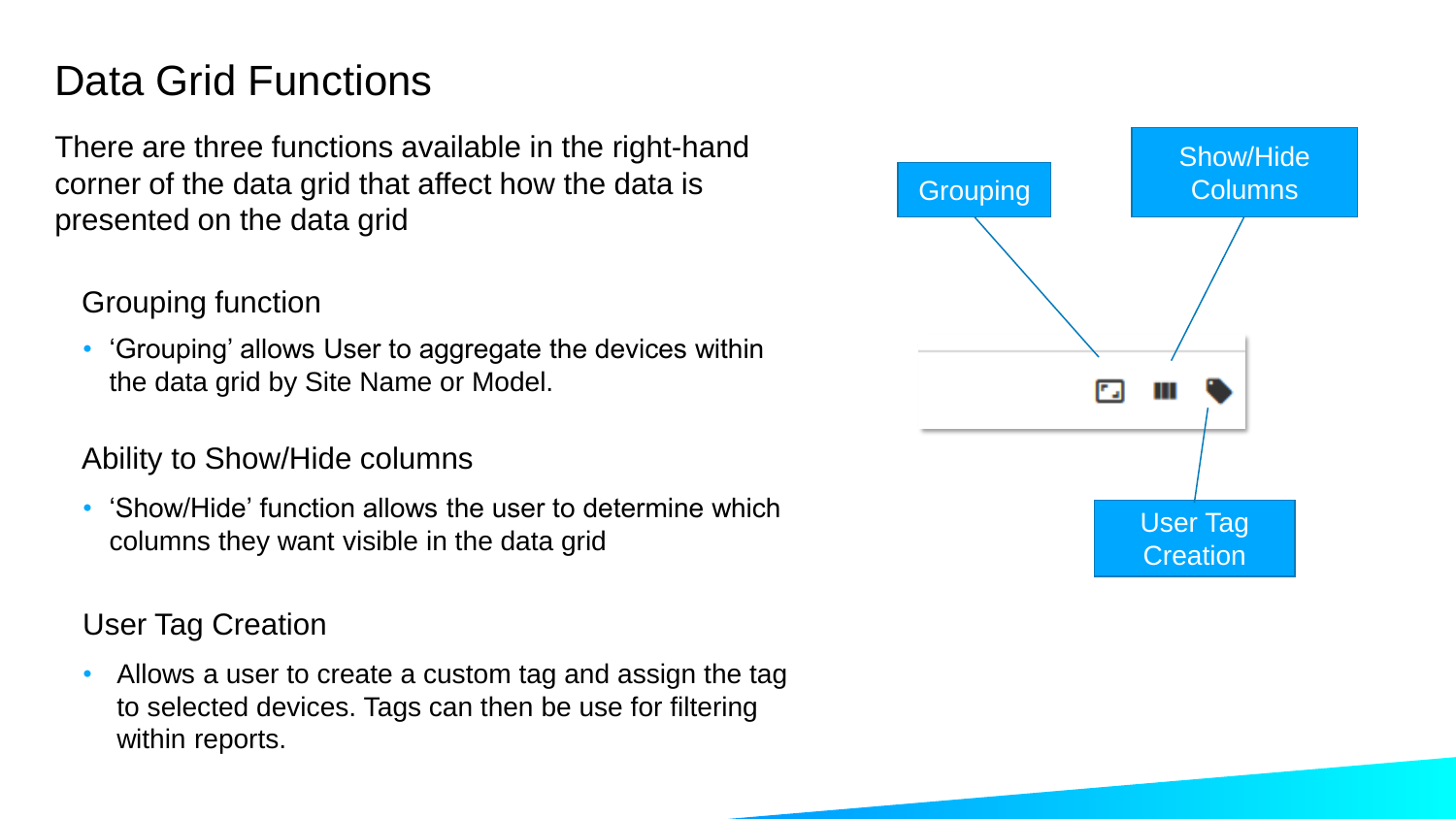# Data Grid Functions

There are three functions available in the right-hand corner of the data grid that affect how the data is presented on the data grid

### Grouping function

- 'Grouping' allows User to aggregate the devices within the data grid by Site Name or Model.

### Ability to Show/Hide columns

- 'Show/Hide' function allows the user to determine which columns they want visible in the data grid

### User Tag Creation

- Allows a user to create a custom tag and assign the tag to selected devices. Tags can then be use for filtering within reports.

Grouping

Show/Hide Columns

User Tag Creation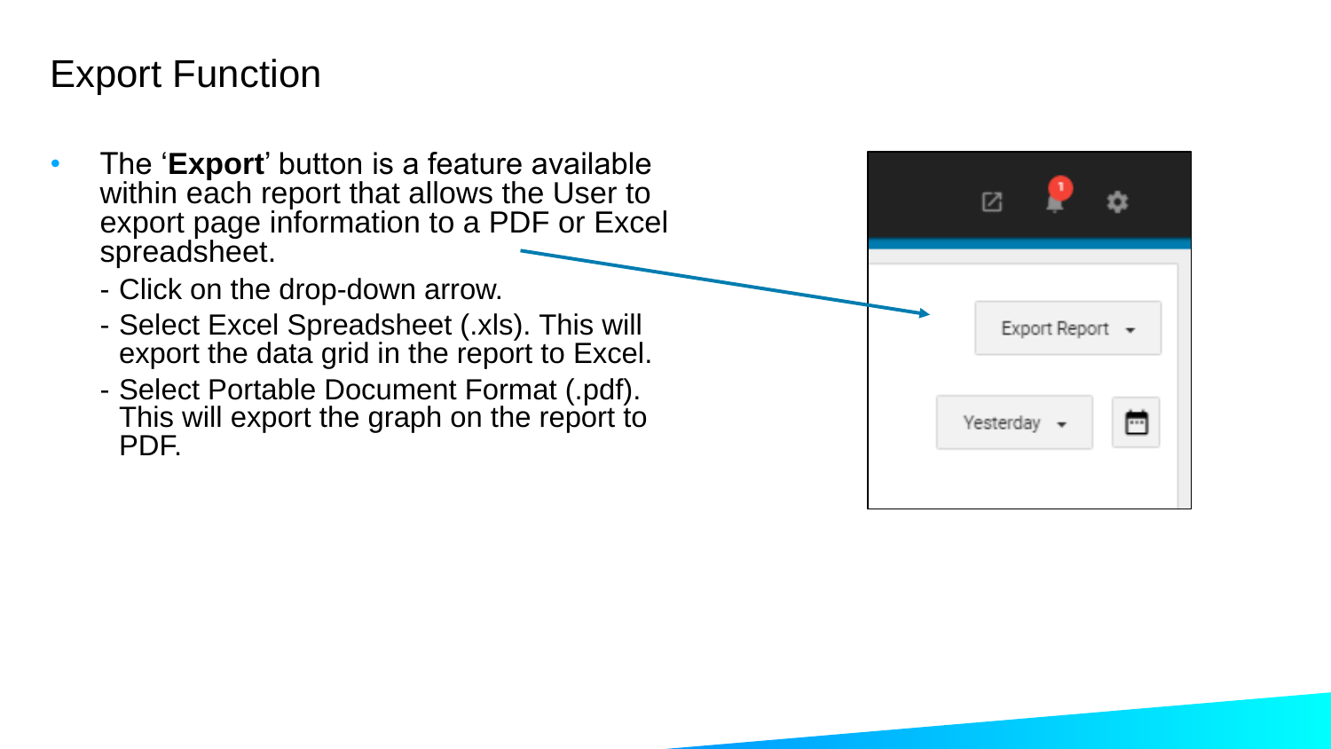# Export Function

- The '**Export**' button is a feature available within each report that allows the User to export page information to a PDF or Excel spreadsheet.
  - Click on the drop-down arrow.
  - Select Excel Spreadsheet (.xls). This will export the data grid in the report to Excel.
  - Select Portable Document Format (.pdf). This will export the graph on the report to PDF.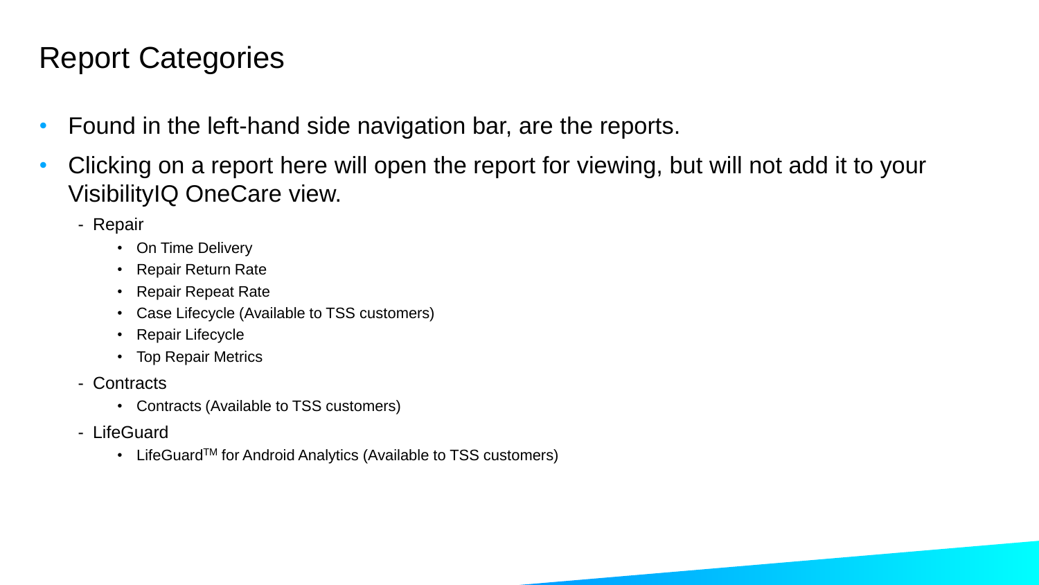# Report Categories

- Found in the left-hand side navigation bar, are the reports.
- Clicking on a report here will open the report for viewing, but will not add it to your VisibilityIQ OneCare view.
  - Repair
    - On Time Delivery
    - Repair Return Rate
    - Repair Repeat Rate
    - Case Lifecycle (Available to TSS customers)
    - Repair Lifecycle
    - Top Repair Metrics
  - Contracts
    - Contracts (Available to TSS customers)
  - LifeGuard
    - LifeGuard™ for Android Analytics (Available to TSS customers)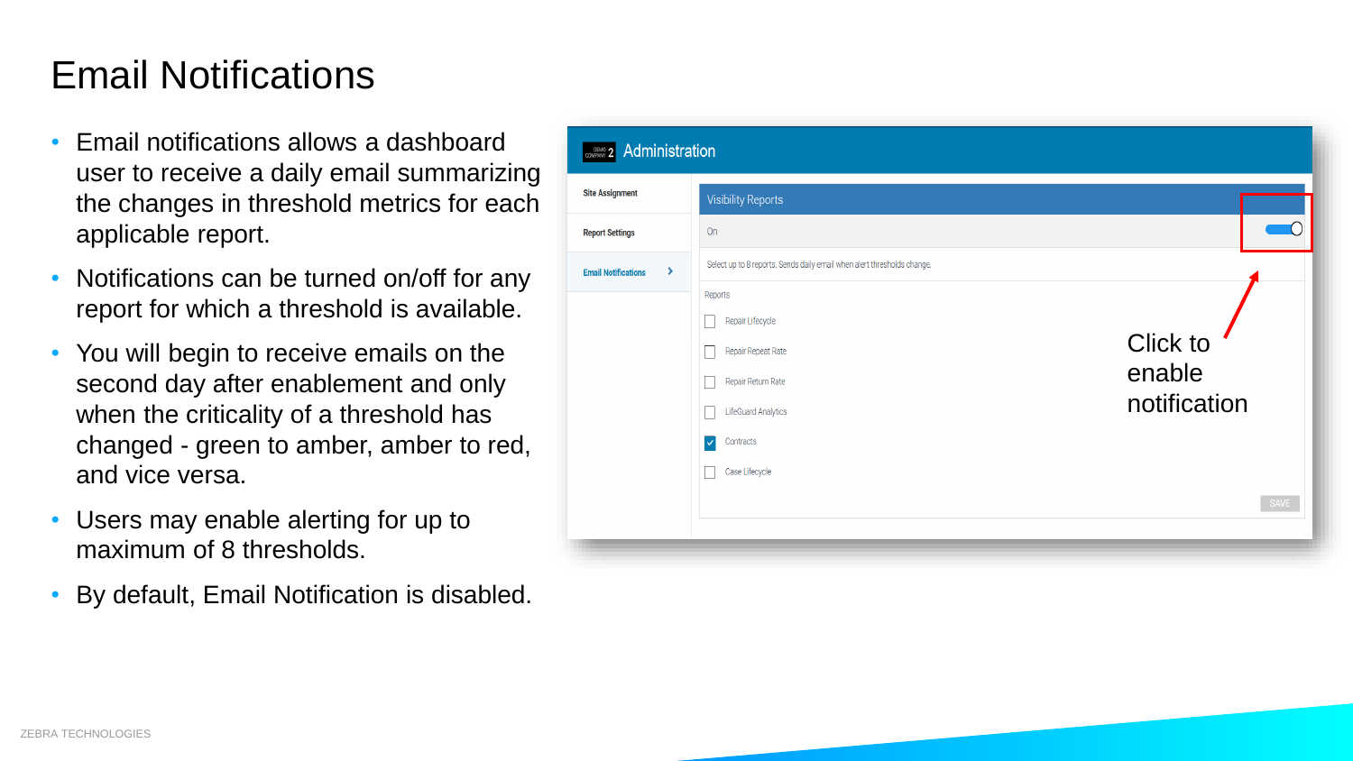# Email Notifications

- Email notifications allows a dashboard user to receive a daily email summarizing the changes in threshold metrics for each applicable report.
- Notifications can be turned on/off for any report for which a threshold is available.
- You will begin to receive emails on the second day after enablement and only when the criticality of a threshold has changed - green to amber, amber to red, and vice versa.
- Users may enable alerting for up to maximum of 8 thresholds.
- By default, Email Notification is disabled.

Administration

- Site Assignment
- Report Settings
- Email Notifications

Visibility Reports

On

Select up to 8 reports. Sends daily email when alert thresholds change.

Reports

- [ ] Repair Lifecycle
- [ ] Repair Repeat Rate
- [ ] Repair Return Rate
- [ ] LifeGuard Analytics
- [x] Contracts
- [ ] Case Lifecycle

SAVE

Click to enable notification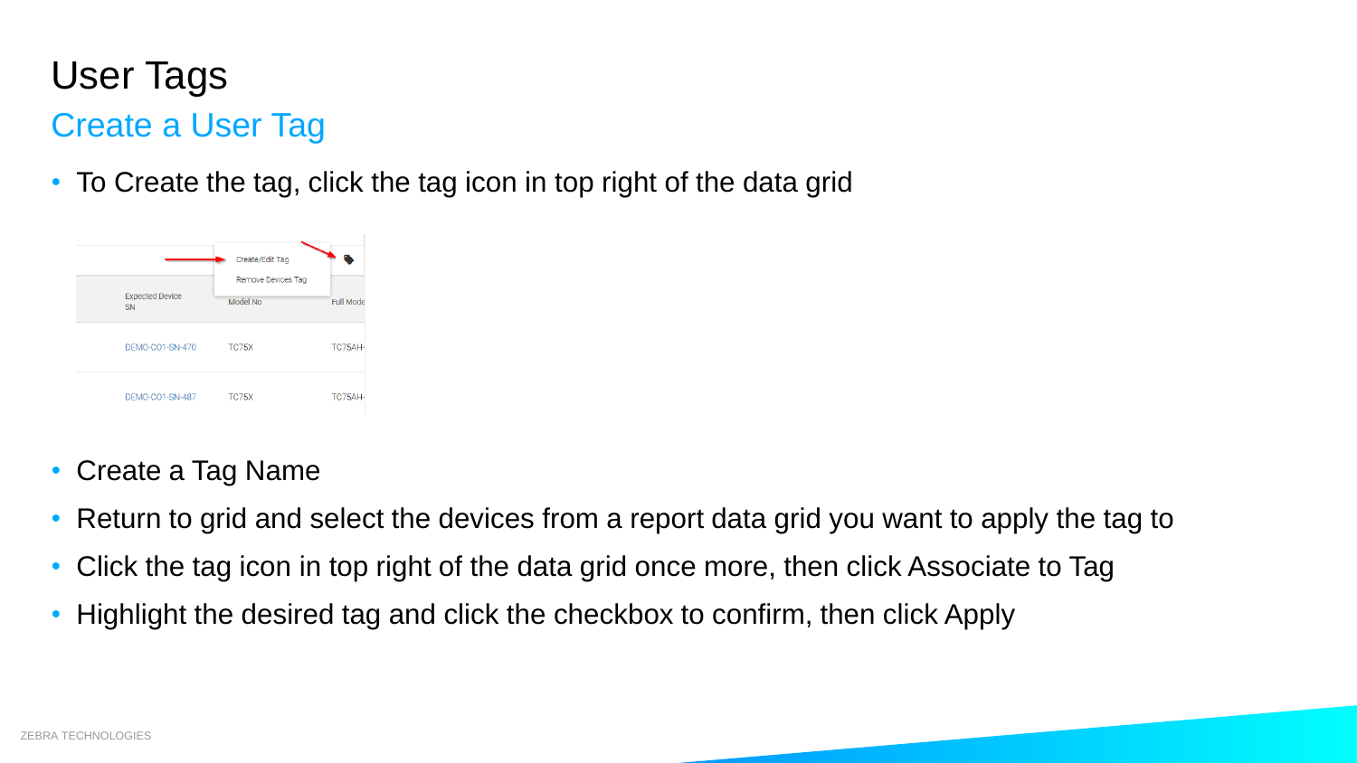# User Tags

## Create a User Tag

- To Create the tag, click the tag icon in top right of the data grid

- Create a Tag Name
- Return to grid and select the devices from a report data grid you want to apply the tag to
- Click the tag icon in top right of the data grid once more, then click Associate to Tag
- Highlight the desired tag and click the checkbox to confirm, then click Apply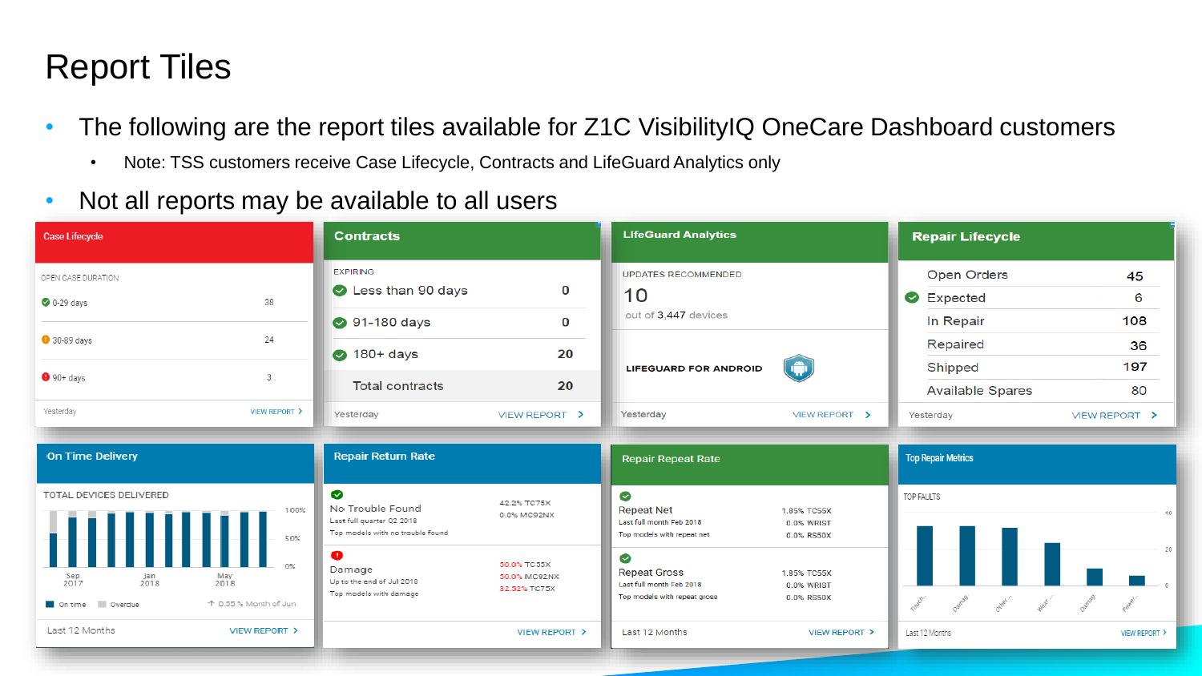# Report Tiles

- The following are the report tiles available for Z1C VisibilityIQ OneCare Dashboard customers
  - Note: TSS customers receive Case Lifecycle, Contracts and LifeGuard Analytics only
- Not all reports may be available to all users

**Case Lifecycle**

OPEN CASE DURATION

| | |
|---|---|
| 0-29 days | 38 |
| 30-89 days | 24 |
| 90+ days | 3 |

Yesterday — VIEW REPORT >

**Contracts**

EXPIRING

| | |
|---|---|
| Less than 90 days | 0 |
| 91-180 days | 0 |
| 180+ days | 20 |
| Total contracts | 20 |

Yesterday — VIEW REPORT >

**LifeGuard Analytics**

UPDATES RECOMMENDED

10

out of 3,447 devices

LIFEGUARD FOR ANDROID

Yesterday — VIEW REPORT >

**Repair Lifecycle**

| | |
|---|---|
| Open Orders | 45 |
| Expected | 6 |
| In Repair | 108 |
| Repaired | 36 |
| Shipped | 197 |
| Available Spares | 80 |

Yesterday — VIEW REPORT >

**On Time Delivery**

TOTAL DEVICES DELIVERED

100% / 50% / 0%

Sep 2017 — Jan 2018 — May 2018

On time — Overdue — 0.55 % Month of Jun

Last 12 Months — VIEW REPORT >

**Repair Return Rate**

No Trouble Found
Last full quarter Q2 2018
Top models with no trouble found

42.2% TC75X
0.0% MC92NX

Damage
Up to the end of Jul 2018
Top models with damage

50.0% TC55X
50.0% MC92NX
32.52% TC75X

VIEW REPORT >

**Repair Repeat Rate**

Repeat Net
Last full month Feb 2018
Top models with repeat net

1.85% TC55X
0.0% WRIST
0.0% RS50X

Repeat Gross
Last full month Feb 2018
Top models with repeat gross

1.85% TC55X
0.0% WRIST
0.0% RS50X

Last 12 Months — VIEW REPORT >

**Top Repair Metrics**

TOP FAULTS

40 / 20 / 0

Touch... — Damag... — Other... — Wear... — Damage — Power...

Last 12 Months — VIEW REPORT >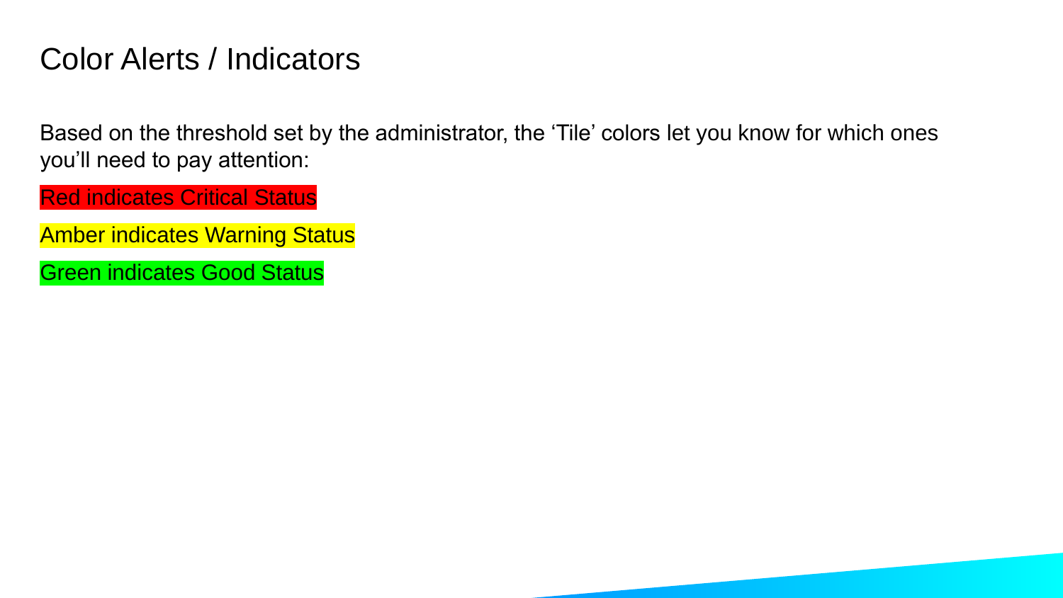# Color Alerts / Indicators

Based on the threshold set by the administrator, the ‘Tile’ colors let you know for which ones you’ll need to pay attention:

Red indicates Critical Status

Amber indicates Warning Status

Green indicates Good Status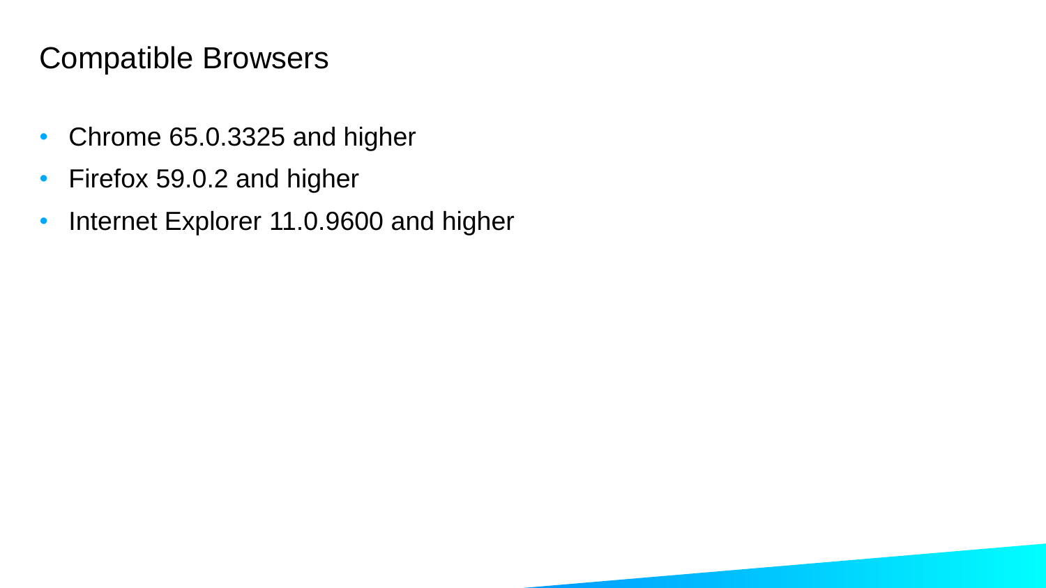# Compatible Browsers

- Chrome 65.0.3325 and higher
- Firefox 59.0.2 and higher
- Internet Explorer 11.0.9600 and higher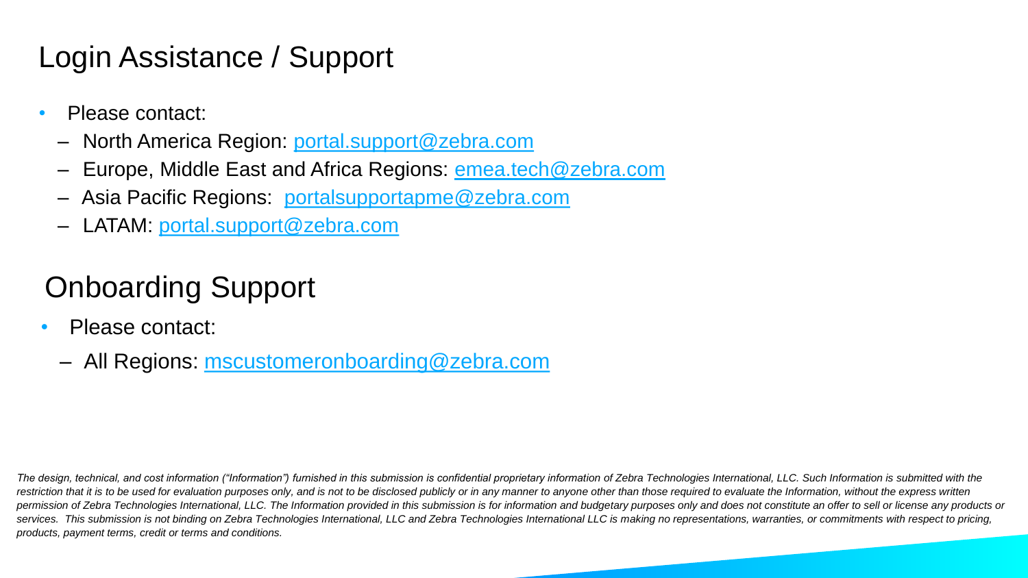# Login Assistance / Support

- Please contact:
  - North America Region: portal.support@zebra.com
  - Europe, Middle East and Africa Regions: emea.tech@zebra.com
  - Asia Pacific Regions: portalsupportapme@zebra.com
  - LATAM: portal.support@zebra.com

# Onboarding Support

- Please contact:
  - All Regions: mscustomeronboarding@zebra.com

*The design, technical, and cost information ("Information") furnished in this submission is confidential proprietary information of Zebra Technologies International, LLC. Such Information is submitted with the restriction that it is to be used for evaluation purposes only, and is not to be disclosed publicly or in any manner to anyone other than those required to evaluate the Information, without the express written permission of Zebra Technologies International, LLC. The Information provided in this submission is for information and budgetary purposes only and does not constitute an offer to sell or license any products or services. This submission is not binding on Zebra Technologies International, LLC and Zebra Technologies International LLC is making no representations, warranties, or commitments with respect to pricing, products, payment terms, credit or terms and conditions.*